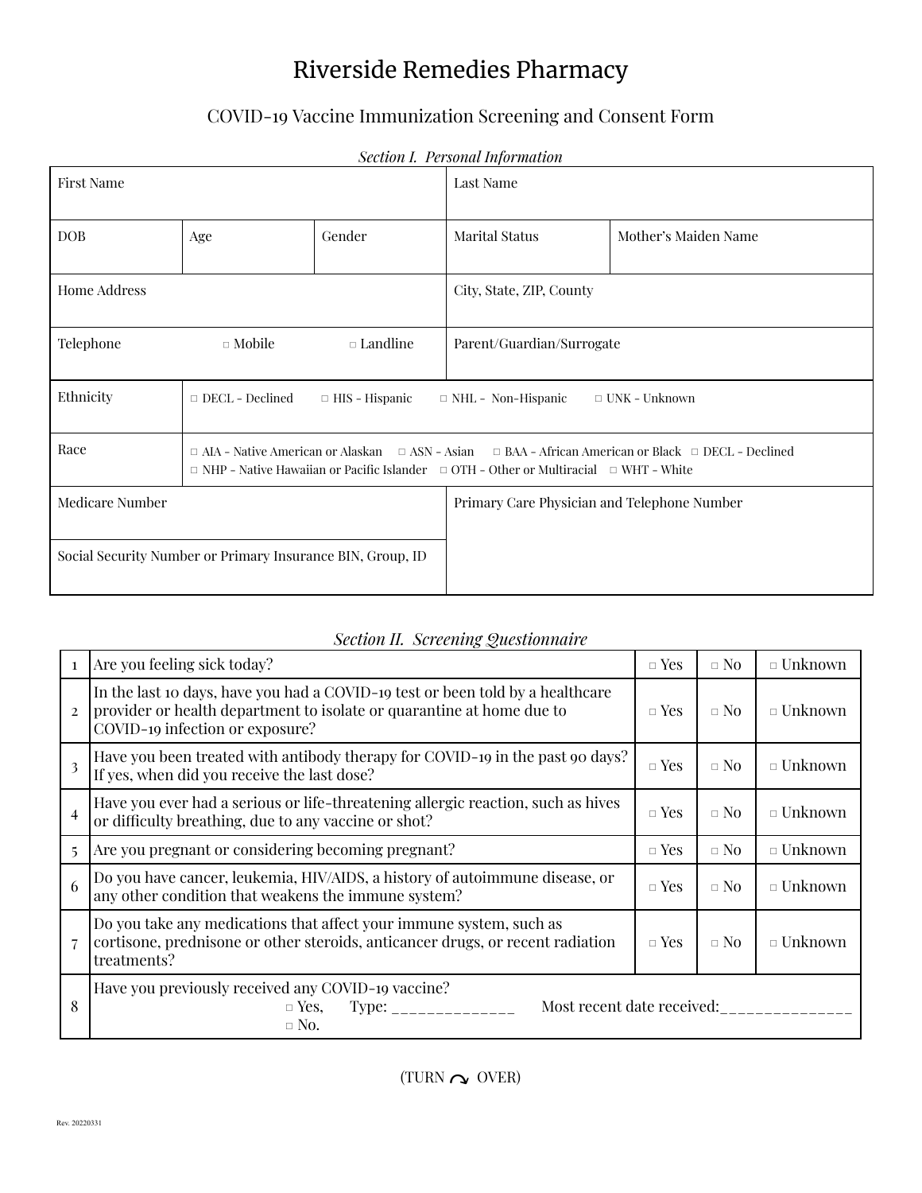# Riverside Remedies Pharmacy

## COVID-19 Vaccine Immunization Screening and Consent Form

*Section I. Personal Information*

| First Name | | | Last Name | |
|---|---|---|---|---|
| DOB | Age | Gender | Marital Status | Mother's Maiden Name |
| Home Address | | | City, State, ZIP, County | |
| Telephone □ Mobile □ Landline | | | Parent/Guardian/Surrogate | |
| Ethnicity | □ DECL - Declined □ HIS - Hispanic □ NHL - Non-Hispanic □ UNK - Unknown | | | |
| Race | □ AIA - Native American or Alaskan □ ASN - Asian □ BAA - African American or Black □ DECL - Declined □ NHP - Native Hawaiian or Pacific Islander □ OTH - Other or Multiracial □ WHT - White | | | |
| Medicare Number | | | Primary Care Physician and Telephone Number | |
| Social Security Number or Primary Insurance BIN, Group, ID | | | | |

*Section II. Screening Questionnaire*

| # | Question | Yes | No | Unknown |
|---|---|---|---|---|
| 1 | Are you feeling sick today? | □ Yes | □ No | □ Unknown |
| 2 | In the last 10 days, have you had a COVID-19 test or been told by a healthcare provider or health department to isolate or quarantine at home due to COVID-19 infection or exposure? | □ Yes | □ No | □ Unknown |
| 3 | Have you been treated with antibody therapy for COVID-19 in the past 90 days? If yes, when did you receive the last dose? | □ Yes | □ No | □ Unknown |
| 4 | Have you ever had a serious or life-threatening allergic reaction, such as hives or difficulty breathing, due to any vaccine or shot? | □ Yes | □ No | □ Unknown |
| 5 | Are you pregnant or considering becoming pregnant? | □ Yes | □ No | □ Unknown |
| 6 | Do you have cancer, leukemia, HIV/AIDS, a history of autoimmune disease, or any other condition that weakens the immune system? | □ Yes | □ No | □ Unknown |
| 7 | Do you take any medications that affect your immune system, such as cortisone, prednisone or other steroids, anticancer drugs, or recent radiation treatments? | □ Yes | □ No | □ Unknown |
| 8 | Have you previously received any COVID-19 vaccine? □ Yes, Type: _____________ Most recent date received:______________ □ No. | | | |

(TURN ↷ OVER)

Rev. 20220331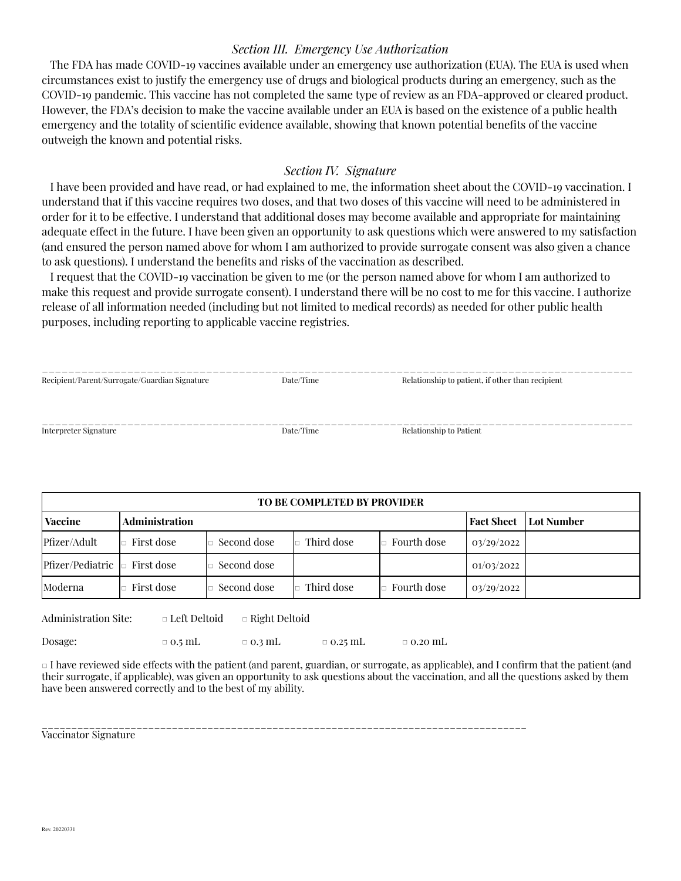### *Section III. Emergency Use Authorization*

The FDA has made COVID-19 vaccines available under an emergency use authorization (EUA). The EUA is used when circumstances exist to justify the emergency use of drugs and biological products during an emergency, such as the COVID-19 pandemic. This vaccine has not completed the same type of review as an FDA-approved or cleared product. However, the FDA's decision to make the vaccine available under an EUA is based on the existence of a public health emergency and the totality of scientific evidence available, showing that known potential benefits of the vaccine outweigh the known and potential risks.

### *Section IV. Signature*

I have been provided and have read, or had explained to me, the information sheet about the COVID-19 vaccination. I understand that if this vaccine requires two doses, and that two doses of this vaccine will need to be administered in order for it to be effective. I understand that additional doses may become available and appropriate for maintaining adequate effect in the future. I have been given an opportunity to ask questions which were answered to my satisfaction (and ensured the person named above for whom I am authorized to provide surrogate consent was also given a chance to ask questions). I understand the benefits and risks of the vaccination as described.

I request that the COVID-19 vaccination be given to me (or the person named above for whom I am authorized to make this request and provide surrogate consent). I understand there will be no cost to me for this vaccine. I authorize release of all information needed (including but not limited to medical records) as needed for other public health purposes, including reporting to applicable vaccine registries.

______________________________________________________________________________________________

Recipient/Parent/Surrogate/Guardian Signature    Date/Time    Relationship to patient, if other than recipient

______________________________________________________________________________________________

Interpreter Signature    Date/Time    Relationship to Patient

| TO BE COMPLETED BY PROVIDER | | | | | | |
|---|---|---|---|---|---|---|
| **Vaccine** | **Administration** | | | | **Fact Sheet** | **Lot Number** |
| Pfizer/Adult | □ First dose | □ Second dose | □ Third dose | □ Fourth dose | 03/29/2022 | |
| Pfizer/Pediatric | □ First dose | □ Second dose | | | 01/03/2022 | |
| Moderna | □ First dose | □ Second dose | □ Third dose | □ Fourth dose | 03/29/2022 | |

Administration Site: □ Left Deltoid □ Right Deltoid

Dosage: □ 0.5 mL □ 0.3 mL □ 0.25 mL □ 0.20 mL

□ I have reviewed side effects with the patient (and parent, guardian, or surrogate, as applicable), and I confirm that the patient (and their surrogate, if applicable), was given an opportunity to ask questions about the vaccination, and all the questions asked by them have been answered correctly and to the best of my ability.

______________________________________________________________________________________

Vaccinator Signature

Rev. 20220331